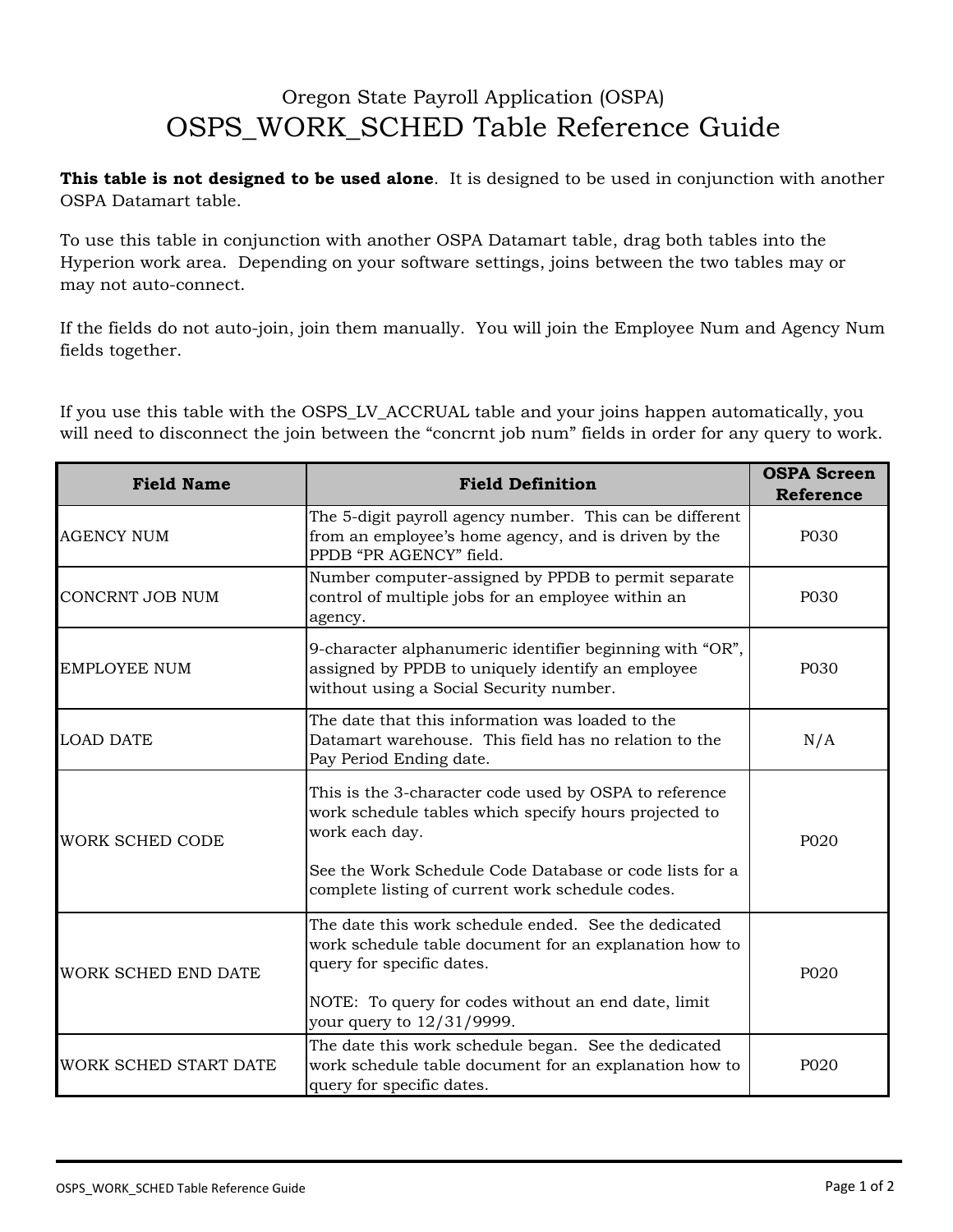Oregon State Payroll Application (OSPA)

# OSPS_WORK_SCHED Table Reference Guide

**This table is not designed to be used alone**. It is designed to be used in conjunction with another OSPA Datamart table.

To use this table in conjunction with another OSPA Datamart table, drag both tables into the Hyperion work area. Depending on your software settings, joins between the two tables may or may not auto-connect.

If the fields do not auto-join, join them manually. You will join the Employee Num and Agency Num fields together.

If you use this table with the OSPS_LV_ACCRUAL table and your joins happen automatically, you will need to disconnect the join between the "concrnt job num" fields in order for any query to work.

| Field Name | Field Definition | OSPA Screen Reference |
|---|---|---|
| AGENCY NUM | The 5-digit payroll agency number. This can be different from an employee's home agency, and is driven by the PPDB "PR AGENCY" field. | P030 |
| CONCRNT JOB NUM | Number computer-assigned by PPDB to permit separate control of multiple jobs for an employee within an agency. | P030 |
| EMPLOYEE NUM | 9-character alphanumeric identifier beginning with "OR", assigned by PPDB to uniquely identify an employee without using a Social Security number. | P030 |
| LOAD DATE | The date that this information was loaded to the Datamart warehouse. This field has no relation to the Pay Period Ending date. | N/A |
| WORK SCHED CODE | This is the 3-character code used by OSPA to reference work schedule tables which specify hours projected to work each day.<br><br>See the Work Schedule Code Database or code lists for a complete listing of current work schedule codes. | P020 |
| WORK SCHED END DATE | The date this work schedule ended. See the dedicated work schedule table document for an explanation how to query for specific dates.<br><br>NOTE: To query for codes without an end date, limit your query to 12/31/9999. | P020 |
| WORK SCHED START DATE | The date this work schedule began. See the dedicated work schedule table document for an explanation how to query for specific dates. | P020 |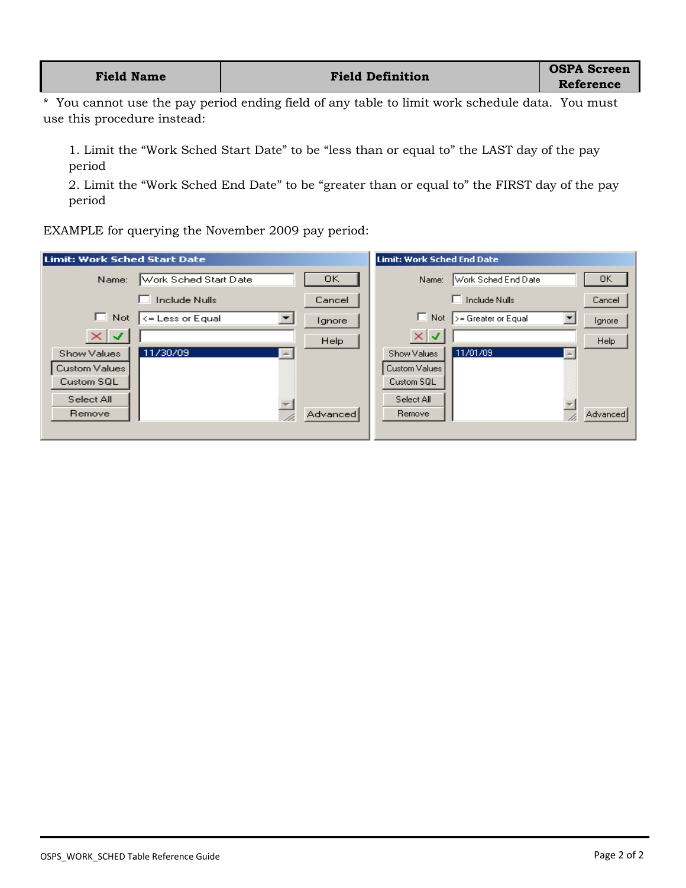| Field Name | Field Definition | OSPA Screen Reference |
|---|---|---|

* You cannot use the pay period ending field of any table to limit work schedule data. You must use this procedure instead:

1. Limit the “Work Sched Start Date” to be “less than or equal to” the LAST day of the pay period
2. Limit the “Work Sched End Date” to be “greater than or equal to” the FIRST day of the pay period

EXAMPLE for querying the November 2009 pay period:

Limit: Work Sched Start Date
Name: Work Sched Start Date
Include Nulls
Not
<= Less or Equal
Show Values
Custom Values
Custom SQL
Select All
Remove
11/30/09
OK
Cancel
Ignore
Help
Advanced

Limit: Work Sched End Date
Name: Work Sched End Date
Include Nulls
Not
>= Greater or Equal
Show Values
Custom Values
Custom SQL
Select All
Remove
11/01/09
OK
Cancel
Ignore
Help
Advanced